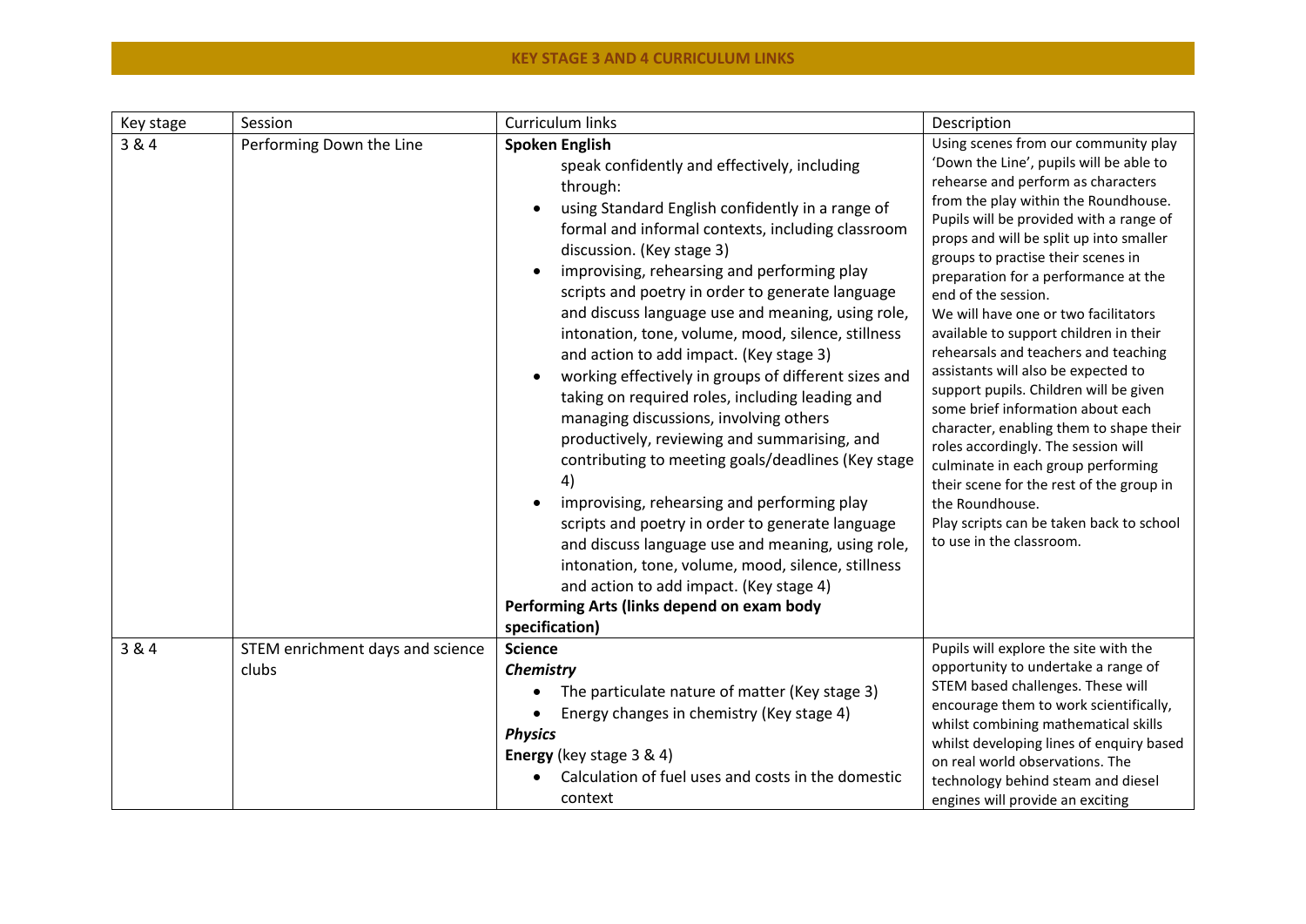## KEY STAGE 3 AND 4 CURRICULUM LINKS

| Key stage | Session | Curriculum links | Description |
|---|---|---|---|
| 3 & 4 | Performing Down the Line | **Spoken English**<br>speak confidently and effectively, including through:<br>• using Standard English confidently in a range of formal and informal contexts, including classroom discussion. (Key stage 3)<br>• improvising, rehearsing and performing play scripts and poetry in order to generate language and discuss language use and meaning, using role, intonation, tone, volume, mood, silence, stillness and action to add impact. (Key stage 3)<br>• working effectively in groups of different sizes and taking on required roles, including leading and managing discussions, involving others productively, reviewing and summarising, and contributing to meeting goals/deadlines (Key stage 4)<br>• improvising, rehearsing and performing play scripts and poetry in order to generate language and discuss language use and meaning, using role, intonation, tone, volume, mood, silence, stillness and action to add impact. (Key stage 4)<br>**Performing Arts (links depend on exam body specification)** | Using scenes from our community play 'Down the Line', pupils will be able to rehearse and perform as characters from the play within the Roundhouse. Pupils will be provided with a range of props and will be split up into smaller groups to practise their scenes in preparation for a performance at the end of the session.<br>We will have one or two facilitators available to support children in their rehearsals and teachers and teaching assistants will also be expected to support pupils. Children will be given some brief information about each character, enabling them to shape their roles accordingly. The session will culminate in each group performing their scene for the rest of the group in the Roundhouse.<br>Play scripts can be taken back to school to use in the classroom. |
| 3 & 4 | STEM enrichment days and science clubs | **Science**<br>***Chemistry***<br>• The particulate nature of matter (Key stage 3)<br>• Energy changes in chemistry (Key stage 4)<br>***Physics***<br>**Energy** (key stage 3 & 4)<br>• Calculation of fuel uses and costs in the domestic context | Pupils will explore the site with the opportunity to undertake a range of STEM based challenges. These will encourage them to work scientifically, whilst combining mathematical skills whilst developing lines of enquiry based on real world observations. The technology behind steam and diesel engines will provide an exciting |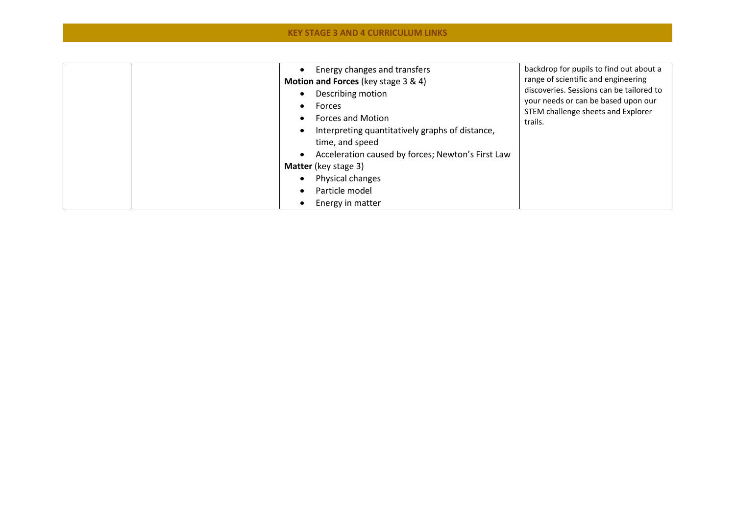## KEY STAGE 3 AND 4 CURRICULUM LINKS

| | | | |
|---|---|---|---|
| | | • Energy changes and transfers<br>**Motion and Forces** (key stage 3 & 4)<br>• Describing motion<br>• Forces<br>• Forces and Motion<br>• Interpreting quantitatively graphs of distance, time, and speed<br>• Acceleration caused by forces; Newton's First Law<br>**Matter** (key stage 3)<br>• Physical changes<br>• Particle model<br>• Energy in matter | backdrop for pupils to find out about a range of scientific and engineering discoveries. Sessions can be tailored to your needs or can be based upon our STEM challenge sheets and Explorer trails. |